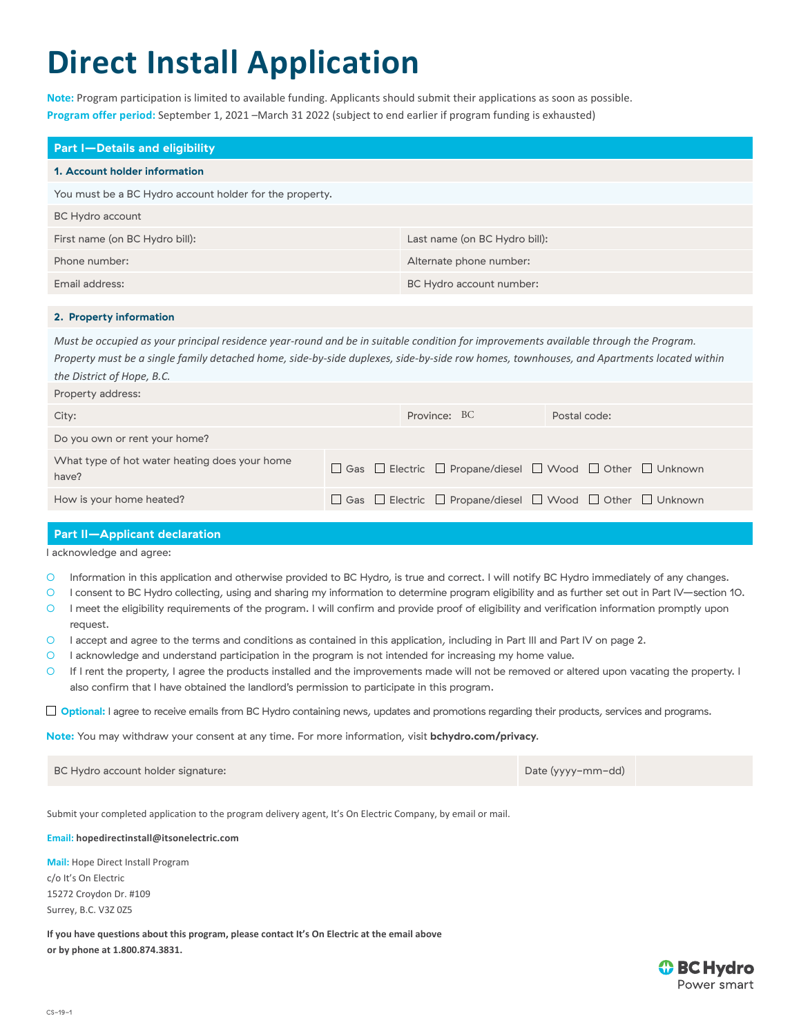# Direct Install Application

**Note:** Program participation is limited to available funding. Applicants should submit their applications as soon as possible.

**Program offer period:** September 1, 2021 –March 31 2022 (subject to end earlier if program funding is exhausted)

## Part I—Details and eligibility

### 1. Account holder information

You must be a BC Hydro account holder for the property.

BC Hydro account

| | |
|---|---|
| First name (on BC Hydro bill): | Last name (on BC Hydro bill): |
| Phone number: | Alternate phone number: |
| Email address: | BC Hydro account number: |

### 2. Property information

*Must be occupied as your principal residence year-round and be in suitable condition for improvements available through the Program. Property must be a single family detached home, side-by-side duplexes, side-by-side row homes, townhouses, and Apartments located within the District of Hope, B.C.*

Property address:

| | | |
|---|---|---|
| City: | Province: BC | Postal code: |

Do you own or rent your home?

| | |
|---|---|
| What type of hot water heating does your home have? | ☐ Gas ☐ Electric ☐ Propane/diesel ☐ Wood ☐ Other ☐ Unknown |
| How is your home heated? | ☐ Gas ☐ Electric ☐ Propane/diesel ☐ Wood ☐ Other ☐ Unknown |

## Part II—Applicant declaration

I acknowledge and agree:

- Information in this application and otherwise provided to BC Hydro, is true and correct. I will notify BC Hydro immediately of any changes.
- I consent to BC Hydro collecting, using and sharing my information to determine program eligibility and as further set out in Part IV—section 10.
- I meet the eligibility requirements of the program. I will confirm and provide proof of eligibility and verification information promptly upon request.
- I accept and agree to the terms and conditions as contained in this application, including in Part III and Part IV on page 2.
- I acknowledge and understand participation in the program is not intended for increasing my home value.
- If I rent the property, I agree the products installed and the improvements made will not be removed or altered upon vacating the property. I also confirm that I have obtained the landlord's permission to participate in this program.

☐ **Optional:** I agree to receive emails from BC Hydro containing news, updates and promotions regarding their products, services and programs.

**Note:** You may withdraw your consent at any time. For more information, visit **bchydro.com/privacy**.

| | | |
|---|---|---|
| BC Hydro account holder signature: | Date (yyyy–mm–dd) | |

Submit your completed application to the program delivery agent, It's On Electric Company, by email or mail.

**Email:** **hopedirectinstall@itsonelectric.com**

**Mail:** Hope Direct Install Program
c/o It's On Electric
15272 Croydon Dr. #109
Surrey, B.C. V3Z 0Z5

**If you have questions about this program, please contact It's On Electric at the email above or by phone at 1.800.874.3831.**

BC Hydro
Power smart

CS–19–1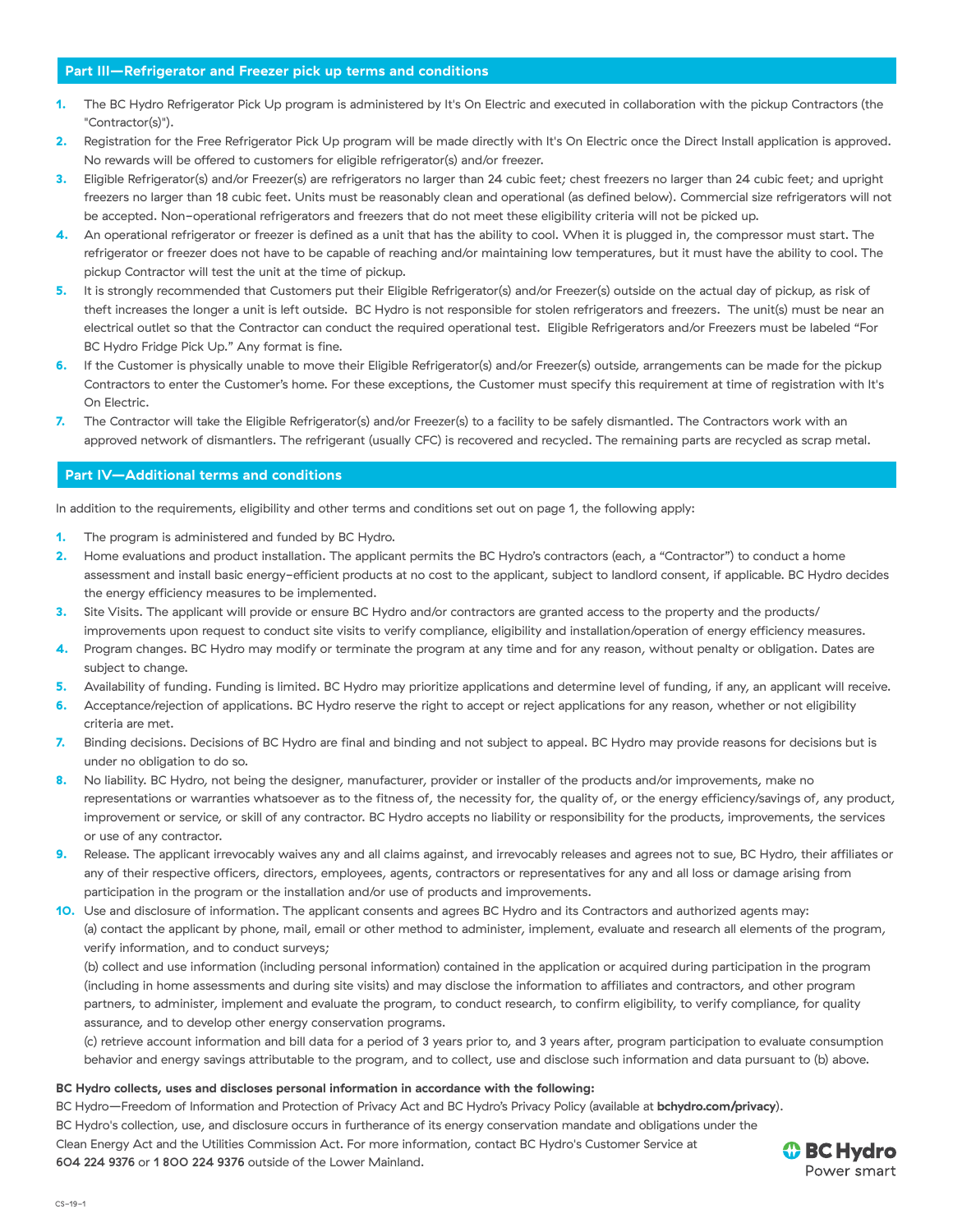## Part III—Refrigerator and Freezer pick up terms and conditions

1. The BC Hydro Refrigerator Pick Up program is administered by It's On Electric and executed in collaboration with the pickup Contractors (the "Contractor(s)").
2. Registration for the Free Refrigerator Pick Up program will be made directly with It's On Electric once the Direct Install application is approved. No rewards will be offered to customers for eligible refrigerator(s) and/or freezer.
3. Eligible Refrigerator(s) and/or Freezer(s) are refrigerators no larger than 24 cubic feet; chest freezers no larger than 24 cubic feet; and upright freezers no larger than 18 cubic feet. Units must be reasonably clean and operational (as defined below). Commercial size refrigerators will not be accepted. Non-operational refrigerators and freezers that do not meet these eligibility criteria will not be picked up.
4. An operational refrigerator or freezer is defined as a unit that has the ability to cool. When it is plugged in, the compressor must start. The refrigerator or freezer does not have to be capable of reaching and/or maintaining low temperatures, but it must have the ability to cool. The pickup Contractor will test the unit at the time of pickup.
5. It is strongly recommended that Customers put their Eligible Refrigerator(s) and/or Freezer(s) outside on the actual day of pickup, as risk of theft increases the longer a unit is left outside. BC Hydro is not responsible for stolen refrigerators and freezers. The unit(s) must be near an electrical outlet so that the Contractor can conduct the required operational test. Eligible Refrigerators and/or Freezers must be labeled "For BC Hydro Fridge Pick Up." Any format is fine.
6. If the Customer is physically unable to move their Eligible Refrigerator(s) and/or Freezer(s) outside, arrangements can be made for the pickup Contractors to enter the Customer's home. For these exceptions, the Customer must specify this requirement at time of registration with It's On Electric.
7. The Contractor will take the Eligible Refrigerator(s) and/or Freezer(s) to a facility to be safely dismantled. The Contractors work with an approved network of dismantlers. The refrigerant (usually CFC) is recovered and recycled. The remaining parts are recycled as scrap metal.

## Part IV—Additional terms and conditions

In addition to the requirements, eligibility and other terms and conditions set out on page 1, the following apply:

1. The program is administered and funded by BC Hydro.
2. Home evaluations and product installation. The applicant permits the BC Hydro's contractors (each, a "Contractor") to conduct a home assessment and install basic energy-efficient products at no cost to the applicant, subject to landlord consent, if applicable. BC Hydro decides the energy efficiency measures to be implemented.
3. Site Visits. The applicant will provide or ensure BC Hydro and/or contractors are granted access to the property and the products/improvements upon request to conduct site visits to verify compliance, eligibility and installation/operation of energy efficiency measures.
4. Program changes. BC Hydro may modify or terminate the program at any time and for any reason, without penalty or obligation. Dates are subject to change.
5. Availability of funding. Funding is limited. BC Hydro may prioritize applications and determine level of funding, if any, an applicant will receive.
6. Acceptance/rejection of applications. BC Hydro reserve the right to accept or reject applications for any reason, whether or not eligibility criteria are met.
7. Binding decisions. Decisions of BC Hydro are final and binding and not subject to appeal. BC Hydro may provide reasons for decisions but is under no obligation to do so.
8. No liability. BC Hydro, not being the designer, manufacturer, provider or installer of the products and/or improvements, make no representations or warranties whatsoever as to the fitness of, the necessity for, the quality of, or the energy efficiency/savings of, any product, improvement or service, or skill of any contractor. BC Hydro accepts no liability or responsibility for the products, improvements, the services or use of any contractor.
9. Release. The applicant irrevocably waives any and all claims against, and irrevocably releases and agrees not to sue, BC Hydro, their affiliates or any of their respective officers, directors, employees, agents, contractors or representatives for any and all loss or damage arising from participation in the program or the installation and/or use of products and improvements.
10. Use and disclosure of information. The applicant consents and agrees BC Hydro and its Contractors and authorized agents may:
    (a) contact the applicant by phone, mail, email or other method to administer, implement, evaluate and research all elements of the program, verify information, and to conduct surveys;
    (b) collect and use information (including personal information) contained in the application or acquired during participation in the program (including in home assessments and during site visits) and may disclose the information to affiliates and contractors, and other program partners, to administer, implement and evaluate the program, to conduct research, to confirm eligibility, to verify compliance, for quality assurance, and to develop other energy conservation programs.
    (c) retrieve account information and bill data for a period of 3 years prior to, and 3 years after, program participation to evaluate consumption behavior and energy savings attributable to the program, and to collect, use and disclose such information and data pursuant to (b) above.

**BC Hydro collects, uses and discloses personal information in accordance with the following:**
BC Hydro—Freedom of Information and Protection of Privacy Act and BC Hydro's Privacy Policy (available at **bchydro.com/privacy**).
BC Hydro's collection, use, and disclosure occurs in furtherance of its energy conservation mandate and obligations under the Clean Energy Act and the Utilities Commission Act. For more information, contact BC Hydro's Customer Service at **604 224 9376** or **1 800 224 9376** outside of the Lower Mainland.

BC Hydro
Power smart

CS-19-1